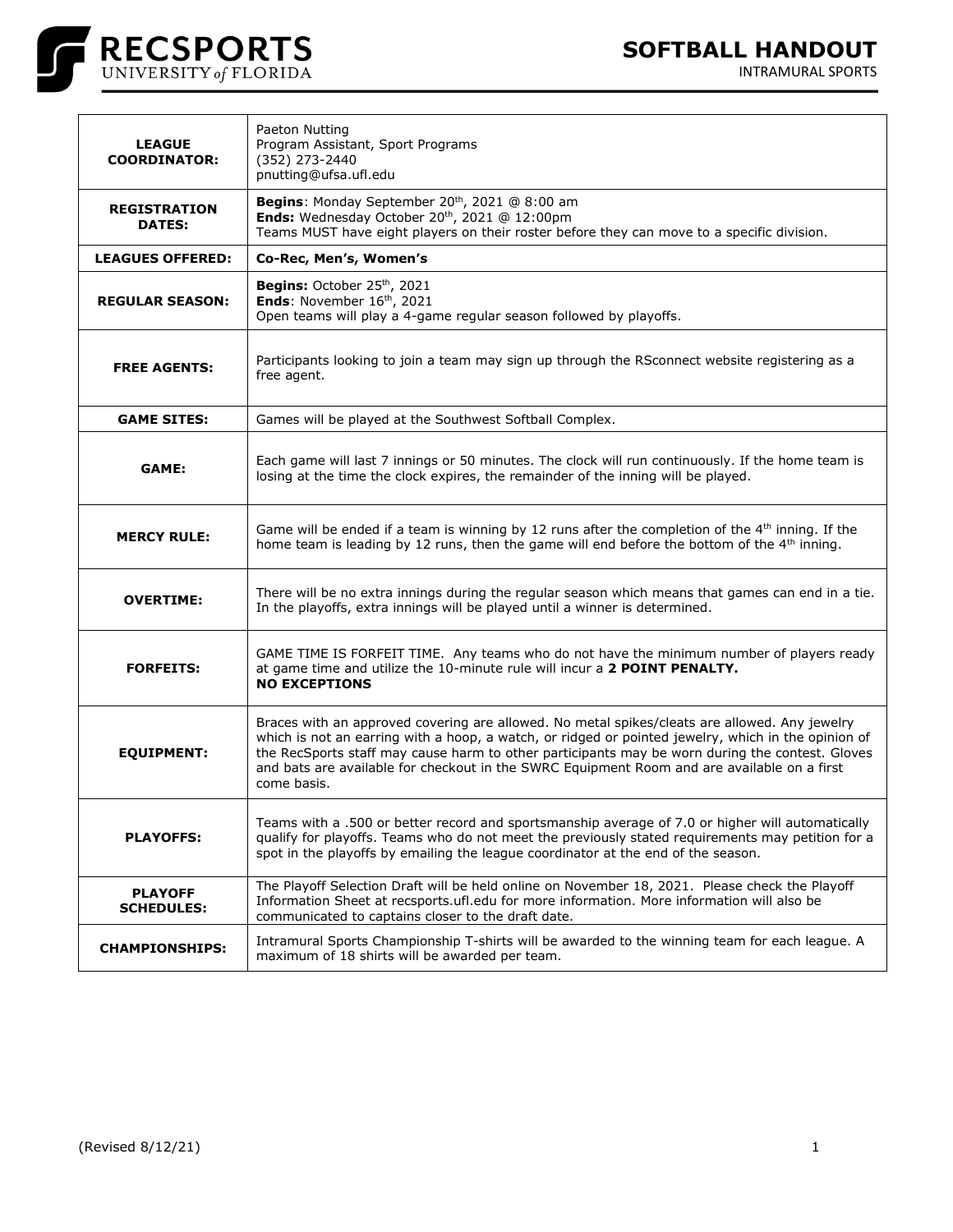# SOFTBALL HANDOUT

INTRAMURAL SPORTS

RECSPORTS UNIVERSITY of FLORIDA

| | |
|---|---|
| **LEAGUE COORDINATOR:** | Paeton Nutting<br>Program Assistant, Sport Programs<br>(352) 273-2440<br>pnutting@ufsa.ufl.edu |
| **REGISTRATION DATES:** | **Begins**: Monday September 20th, 2021 @ 8:00 am<br>**Ends:** Wednesday October 20th, 2021 @ 12:00pm<br>Teams MUST have eight players on their roster before they can move to a specific division. |
| **LEAGUES OFFERED:** | **Co-Rec, Men's, Women's** |
| **REGULAR SEASON:** | **Begins:** October 25th, 2021<br>**Ends**: November 16th, 2021<br>Open teams will play a 4-game regular season followed by playoffs. |
| **FREE AGENTS:** | Participants looking to join a team may sign up through the RSconnect website registering as a free agent. |
| **GAME SITES:** | Games will be played at the Southwest Softball Complex. |
| **GAME:** | Each game will last 7 innings or 50 minutes. The clock will run continuously. If the home team is losing at the time the clock expires, the remainder of the inning will be played. |
| **MERCY RULE:** | Game will be ended if a team is winning by 12 runs after the completion of the 4th inning. If the home team is leading by 12 runs, then the game will end before the bottom of the 4th inning. |
| **OVERTIME:** | There will be no extra innings during the regular season which means that games can end in a tie. In the playoffs, extra innings will be played until a winner is determined. |
| **FORFEITS:** | GAME TIME IS FORFEIT TIME. Any teams who do not have the minimum number of players ready at game time and utilize the 10-minute rule will incur a **2 POINT PENALTY.**<br>**NO EXCEPTIONS** |
| **EQUIPMENT:** | Braces with an approved covering are allowed. No metal spikes/cleats are allowed. Any jewelry which is not an earring with a hoop, a watch, or ridged or pointed jewelry, which in the opinion of the RecSports staff may cause harm to other participants may be worn during the contest. Gloves and bats are available for checkout in the SWRC Equipment Room and are available on a first come basis. |
| **PLAYOFFS:** | Teams with a .500 or better record and sportsmanship average of 7.0 or higher will automatically qualify for playoffs. Teams who do not meet the previously stated requirements may petition for a spot in the playoffs by emailing the league coordinator at the end of the season. |
| **PLAYOFF SCHEDULES:** | The Playoff Selection Draft will be held online on November 18, 2021. Please check the Playoff Information Sheet at recsports.ufl.edu for more information. More information will also be communicated to captains closer to the draft date. |
| **CHAMPIONSHIPS:** | Intramural Sports Championship T-shirts will be awarded to the winning team for each league. A maximum of 18 shirts will be awarded per team. |

(Revised 8/12/21)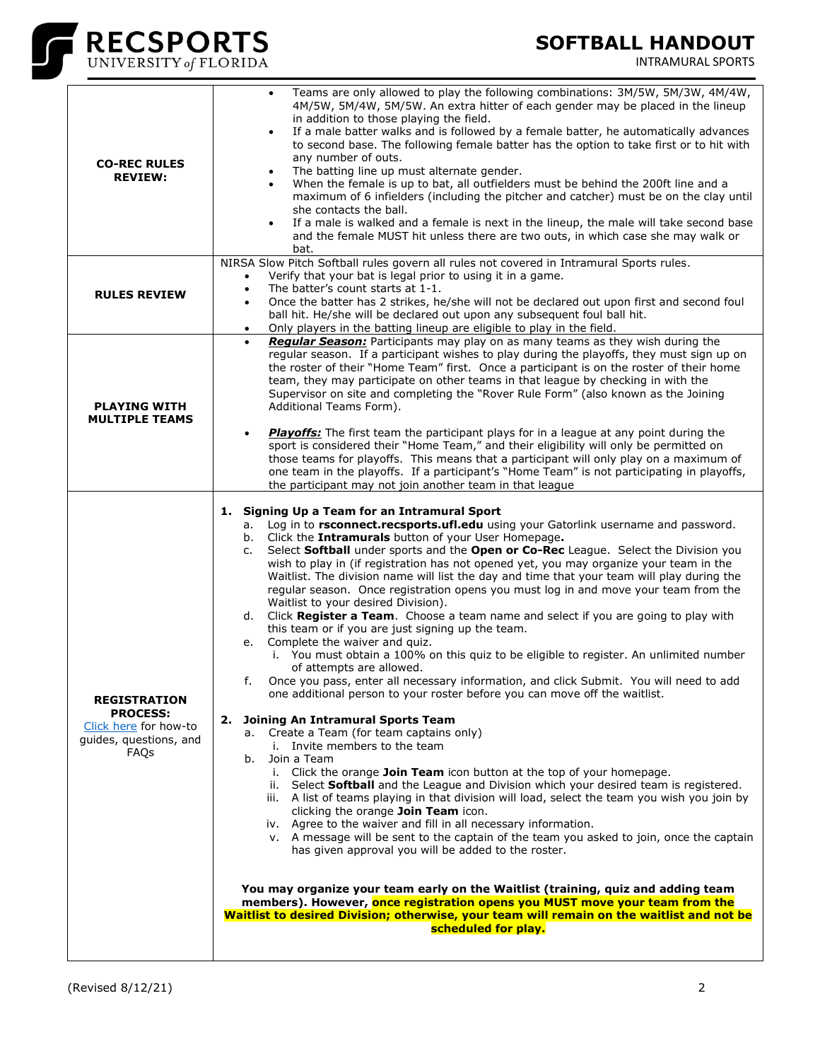# SOFTBALL HANDOUT

INTRAMURAL SPORTS

| | |
|---|---|
| **CO-REC RULES REVIEW:** | • Teams are only allowed to play the following combinations: 3M/5W, 5M/3W, 4M/4W, 4M/5W, 5M/4W, 5M/5W. An extra hitter of each gender may be placed in the lineup in addition to those playing the field.<br>• If a male batter walks and is followed by a female batter, he automatically advances to second base. The following female batter has the option to take first or to hit with any number of outs.<br>• The batting line up must alternate gender.<br>• When the female is up to bat, all outfielders must be behind the 200ft line and a maximum of 6 infielders (including the pitcher and catcher) must be on the clay until she contacts the ball.<br>• If a male is walked and a female is next in the lineup, the male will take second base and the female MUST hit unless there are two outs, in which case she may walk or bat. |
| **RULES REVIEW** | NIRSA Slow Pitch Softball rules govern all rules not covered in Intramural Sports rules.<br>• Verify that your bat is legal prior to using it in a game.<br>• The batter's count starts at 1-1.<br>• Once the batter has 2 strikes, he/she will not be declared out upon first and second foul ball hit. He/she will be declared out upon any subsequent foul ball hit.<br>• Only players in the batting lineup are eligible to play in the field. |
| **PLAYING WITH MULTIPLE TEAMS** | • ***Regular Season:*** Participants may play on as many teams as they wish during the regular season. If a participant wishes to play during the playoffs, they must sign up on the roster of their "Home Team" first. Once a participant is on the roster of their home team, they may participate on other teams in that league by checking in with the Supervisor on site and completing the "Rover Rule Form" (also known as the Joining Additional Teams Form).<br>• ***Playoffs:*** The first team the participant plays for in a league at any point during the sport is considered their "Home Team," and their eligibility will only be permitted on those teams for playoffs. This means that a participant will only play on a maximum of one team in the playoffs. If a participant's "Home Team" is not participating in playoffs, the participant may not join another team in that league |
| **REGISTRATION PROCESS:** Click here for how-to guides, questions, and FAQs | **1. Signing Up a Team for an Intramural Sport**<br>a. Log in to **rsconnect.recsports.ufl.edu** using your Gatorlink username and password.<br>b. Click the **Intramurals** button of your User Homepage**.**<br>c. Select **Softball** under sports and the **Open or Co-Rec** League. Select the Division you wish to play in (if registration has not opened yet, you may organize your team in the Waitlist. The division name will list the day and time that your team will play during the regular season. Once registration opens you must log in and move your team from the Waitlist to your desired Division).<br>d. Click **Register a Team**. Choose a team name and select if you are going to play with this team or if you are just signing up the team.<br>e. Complete the waiver and quiz.<br>i. You must obtain a 100% on this quiz to be eligible to register. An unlimited number of attempts are allowed.<br>f. Once you pass, enter all necessary information, and click Submit. You will need to add one additional person to your roster before you can move off the waitlist.<br><br>**2. Joining An Intramural Sports Team**<br>a. Create a Team (for team captains only)<br>i. Invite members to the team<br>b. Join a Team<br>i. Click the orange **Join Team** icon button at the top of your homepage.<br>ii. Select **Softball** and the League and Division which your desired team is registered.<br>iii. A list of teams playing in that division will load, select the team you wish you join by clicking the orange **Join Team** icon.<br>iv. Agree to the waiver and fill in all necessary information.<br>v. A message will be sent to the captain of the team you asked to join, once the captain has given approval you will be added to the roster.<br><br>**You may organize your team early on the Waitlist (training, quiz and adding team members). However, once registration opens you MUST move your team from the Waitlist to desired Division; otherwise, your team will remain on the waitlist and not be scheduled for play.** |

(Revised 8/12/21)